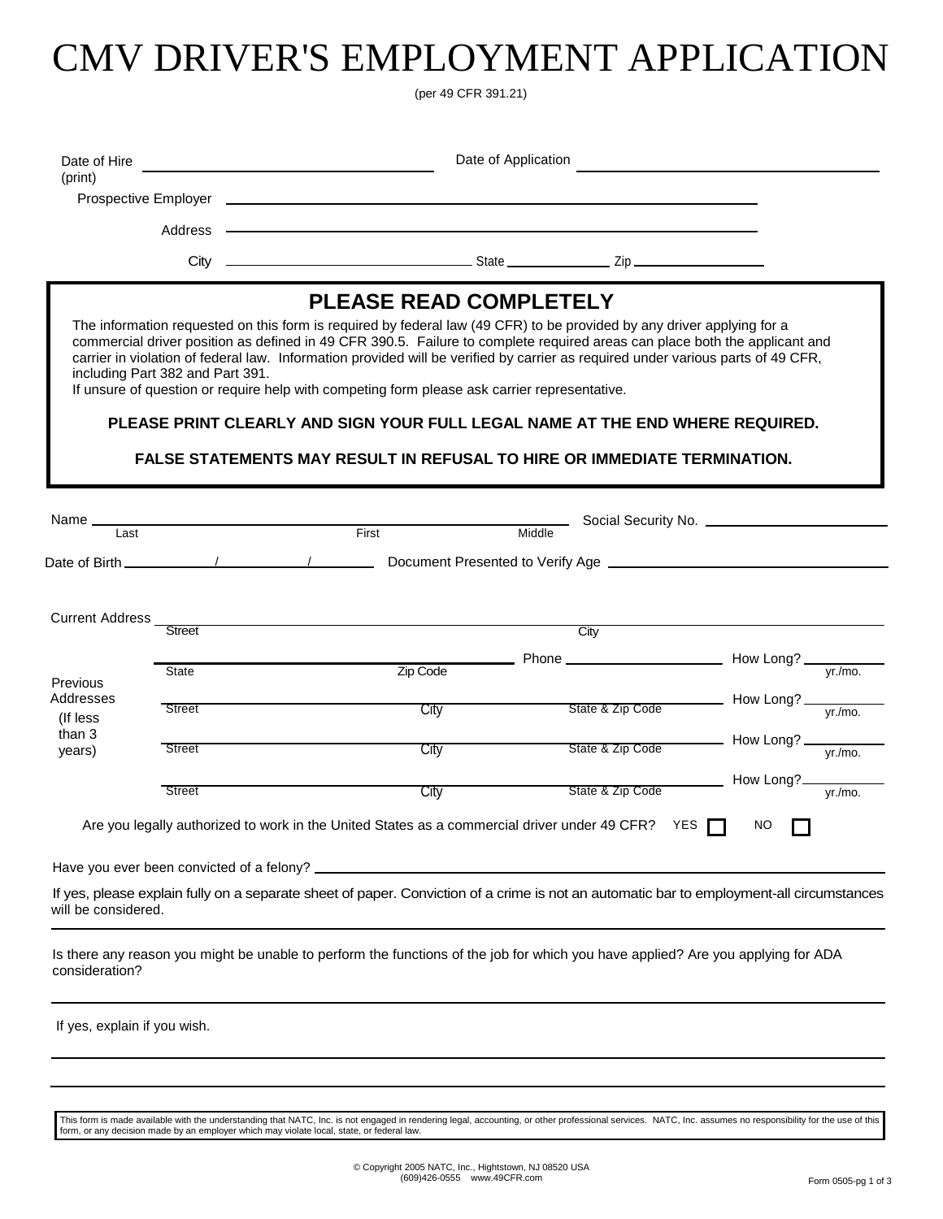# CMV DRIVER'S EMPLOYMENT APPLICATION

(per 49 CFR 391.21)

Date of Hire (print) ______________________ Date of Application ______________________

Prospective Employer ______________________________________________

Address ______________________________________________

City ______________________ State __________ Zip ______________

## PLEASE READ COMPLETELY

The information requested on this form is required by federal law (49 CFR) to be provided by any driver applying for a commercial driver position as defined in 49 CFR 390.5. Failure to complete required areas can place both the applicant and carrier in violation of federal law. Information provided will be verified by carrier as required under various parts of 49 CFR, including Part 382 and Part 391.
If unsure of question or require help with competing form please ask carrier representative.

**PLEASE PRINT CLEARLY AND SIGN YOUR FULL LEGAL NAME AT THE END WHERE REQUIRED.**

**FALSE STATEMENTS MAY RESULT IN REFUSAL TO HIRE OR IMMEDIATE TERMINATION.**

Name ______________________________________________ Social Security No. ______________________
Last First Middle

Date of Birth ______ / ______ / ______ Document Presented to Verify Age ______________________

Current Address ______________________________________________
Street City

______________________________________ Phone ______________ How Long? ______ yr./mo.
State Zip Code

Previous Addresses (If less than 3 years)

| Street | City | State & Zip Code | How Long? yr./mo. |
| --- | --- | --- | --- |
| | | | |
| | | | |
| | | | |

Are you legally authorized to work in the United States as a commercial driver under 49 CFR? YES ☐ NO ☐

Have you ever been convicted of a felony? ______________________________________________

If yes, please explain fully on a separate sheet of paper. Conviction of a crime is not an automatic bar to employment-all circumstances will be considered.

Is there any reason you might be unable to perform the functions of the job for which you have applied? Are you applying for ADA consideration?

______________________________________________

If yes, explain if you wish.

______________________________________________

______________________________________________

This form is made available with the understanding that NATC, Inc. is not engaged in rendering legal, accounting, or other professional services. NATC, Inc. assumes no responsibility for the use of this form, or any decision made by an employer which may violate local, state, or federal law.

© Copyright 2005 NATC, Inc., Hightstown, NJ 08520 USA
(609)426-0555 www.49CFR.com

Form 0505-pg 1 of 3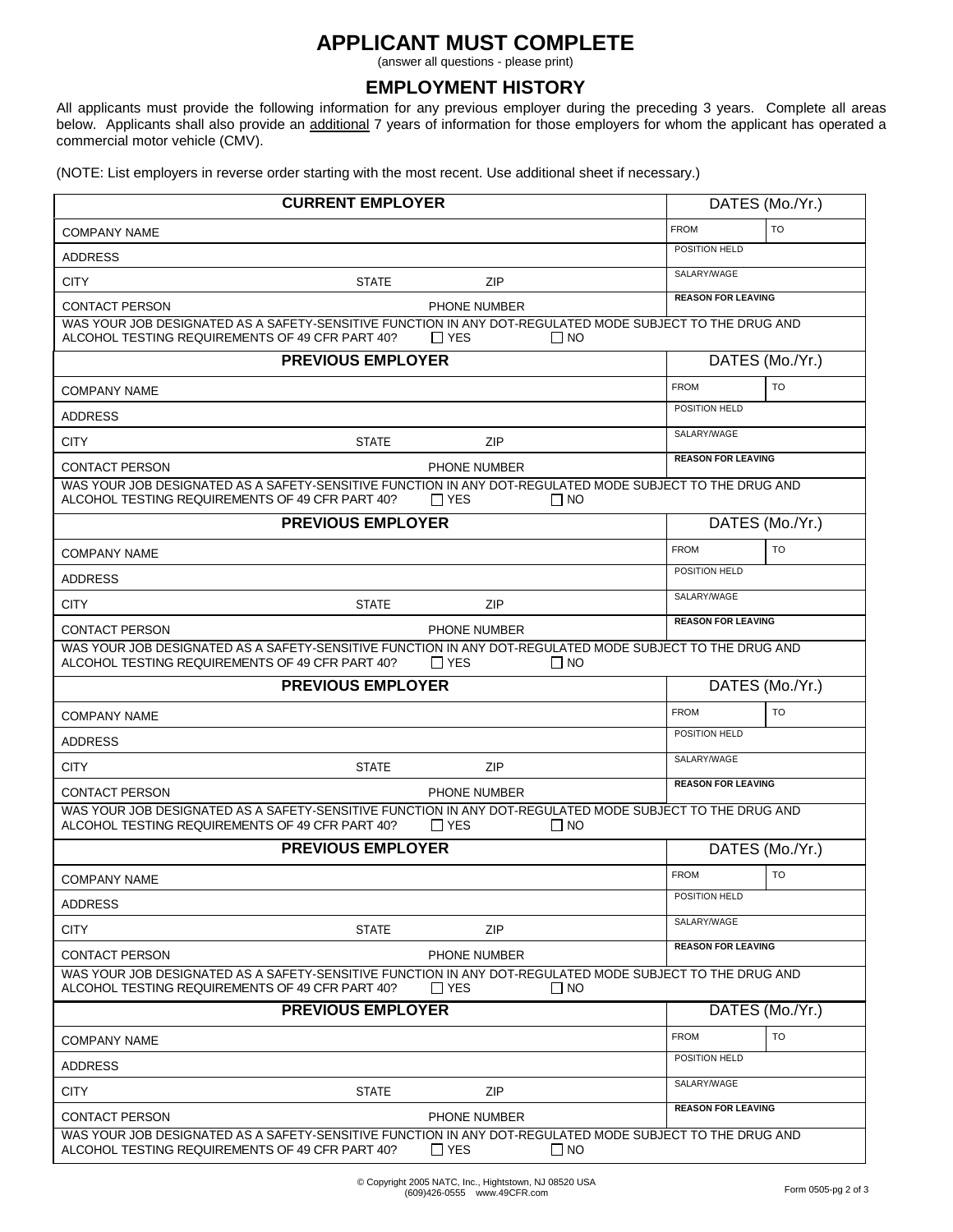# APPLICANT MUST COMPLETE

(answer all questions - please print)

## EMPLOYMENT HISTORY

All applicants must provide the following information for any previous employer during the preceding 3 years. Complete all areas below. Applicants shall also provide an additional 7 years of information for those employers for whom the applicant has operated a commercial motor vehicle (CMV).

(NOTE: List employers in reverse order starting with the most recent. Use additional sheet if necessary.)

| CURRENT EMPLOYER | | | DATES (Mo./Yr.) | |
|---|---|---|---|---|
| COMPANY NAME | | | FROM | TO |
| ADDRESS | | | POSITION HELD | |
| CITY | STATE | ZIP | SALARY/WAGE | |
| CONTACT PERSON | | PHONE NUMBER | **REASON FOR LEAVING** | |
| WAS YOUR JOB DESIGNATED AS A SAFETY-SENSITIVE FUNCTION IN ANY DOT-REGULATED MODE SUBJECT TO THE DRUG AND ALCOHOL TESTING REQUIREMENTS OF 49 CFR PART 40? ☐ YES ☐ NO | | | | |

| PREVIOUS EMPLOYER | | | DATES (Mo./Yr.) | |
|---|---|---|---|---|
| COMPANY NAME | | | FROM | TO |
| ADDRESS | | | POSITION HELD | |
| CITY | STATE | ZIP | SALARY/WAGE | |
| CONTACT PERSON | | PHONE NUMBER | **REASON FOR LEAVING** | |
| WAS YOUR JOB DESIGNATED AS A SAFETY-SENSITIVE FUNCTION IN ANY DOT-REGULATED MODE SUBJECT TO THE DRUG AND ALCOHOL TESTING REQUIREMENTS OF 49 CFR PART 40? ☐ YES ☐ NO | | | | |

| PREVIOUS EMPLOYER | | | DATES (Mo./Yr.) | |
|---|---|---|---|---|
| COMPANY NAME | | | FROM | TO |
| ADDRESS | | | POSITION HELD | |
| CITY | STATE | ZIP | SALARY/WAGE | |
| CONTACT PERSON | | PHONE NUMBER | **REASON FOR LEAVING** | |
| WAS YOUR JOB DESIGNATED AS A SAFETY-SENSITIVE FUNCTION IN ANY DOT-REGULATED MODE SUBJECT TO THE DRUG AND ALCOHOL TESTING REQUIREMENTS OF 49 CFR PART 40? ☐ YES ☐ NO | | | | |

| PREVIOUS EMPLOYER | | | DATES (Mo./Yr.) | |
|---|---|---|---|---|
| COMPANY NAME | | | FROM | TO |
| ADDRESS | | | POSITION HELD | |
| CITY | STATE | ZIP | SALARY/WAGE | |
| CONTACT PERSON | | PHONE NUMBER | **REASON FOR LEAVING** | |
| WAS YOUR JOB DESIGNATED AS A SAFETY-SENSITIVE FUNCTION IN ANY DOT-REGULATED MODE SUBJECT TO THE DRUG AND ALCOHOL TESTING REQUIREMENTS OF 49 CFR PART 40? ☐ YES ☐ NO | | | | |

| PREVIOUS EMPLOYER | | | DATES (Mo./Yr.) | |
|---|---|---|---|---|
| COMPANY NAME | | | FROM | TO |
| ADDRESS | | | POSITION HELD | |
| CITY | STATE | ZIP | SALARY/WAGE | |
| CONTACT PERSON | | PHONE NUMBER | **REASON FOR LEAVING** | |
| WAS YOUR JOB DESIGNATED AS A SAFETY-SENSITIVE FUNCTION IN ANY DOT-REGULATED MODE SUBJECT TO THE DRUG AND ALCOHOL TESTING REQUIREMENTS OF 49 CFR PART 40? ☐ YES ☐ NO | | | | |

| PREVIOUS EMPLOYER | | | DATES (Mo./Yr.) | |
|---|---|---|---|---|
| COMPANY NAME | | | FROM | TO |
| ADDRESS | | | POSITION HELD | |
| CITY | STATE | ZIP | SALARY/WAGE | |
| CONTACT PERSON | | PHONE NUMBER | **REASON FOR LEAVING** | |
| WAS YOUR JOB DESIGNATED AS A SAFETY-SENSITIVE FUNCTION IN ANY DOT-REGULATED MODE SUBJECT TO THE DRUG AND ALCOHOL TESTING REQUIREMENTS OF 49 CFR PART 40? ☐ YES ☐ NO | | | | |

© Copyright 2005 NATC, Inc., Hightstown, NJ 08520 USA
(609)426-0555 www.49CFR.com

Form 0505-pg 2 of 3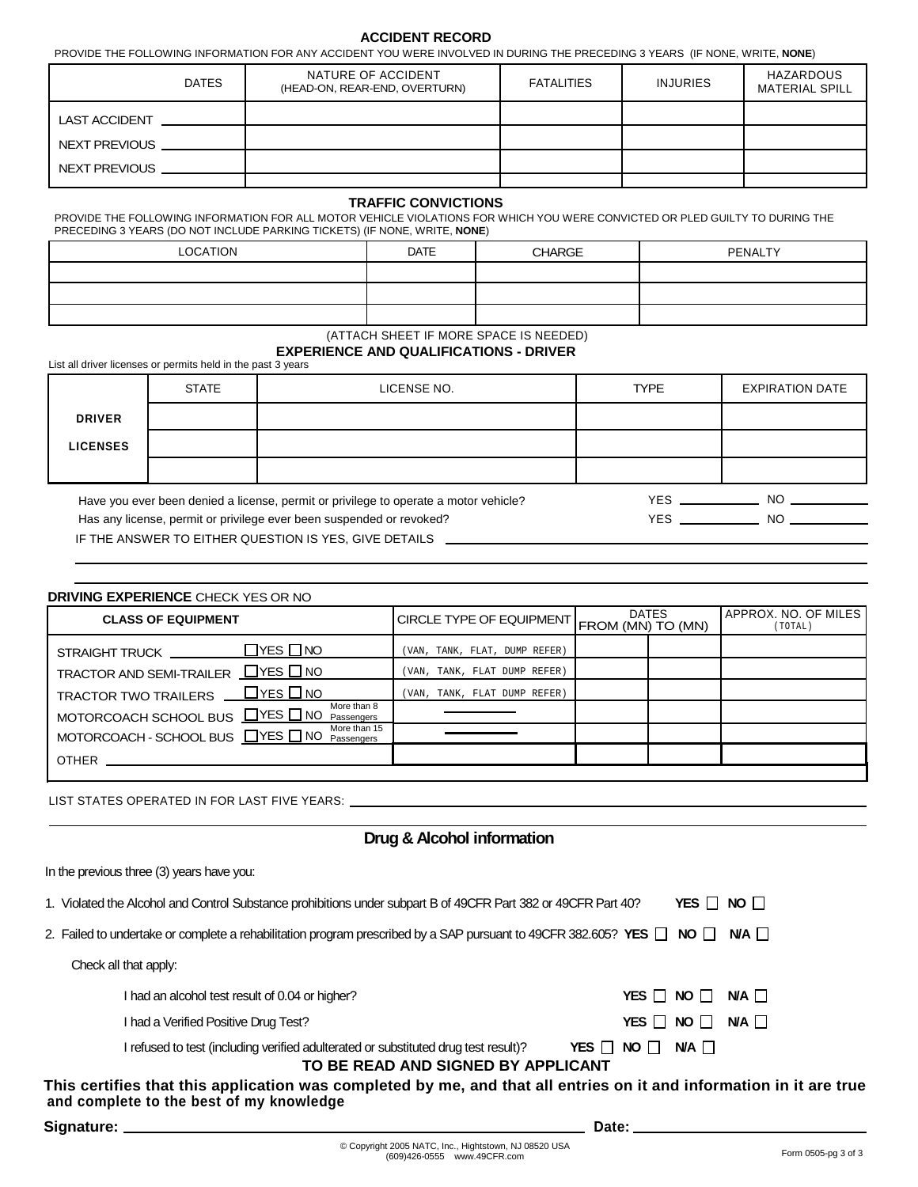## ACCIDENT RECORD

PROVIDE THE FOLLOWING INFORMATION FOR ANY ACCIDENT YOU WERE INVOLVED IN DURING THE PRECEDING 3 YEARS (IF NONE, WRITE, **NONE**)

| DATES | NATURE OF ACCIDENT (HEAD-ON, REAR-END, OVERTURN) | FATALITIES | INJURIES | HAZARDOUS MATERIAL SPILL |
|---|---|---|---|---|
| LAST ACCIDENT ______ | | | | |
| NEXT PREVIOUS ______ | | | | |
| NEXT PREVIOUS ______ | | | | |
| | | | | |

## TRAFFIC CONVICTIONS

PROVIDE THE FOLLOWING INFORMATION FOR ALL MOTOR VEHICLE VIOLATIONS FOR WHICH YOU WERE CONVICTED OR PLED GUILTY TO DURING THE PRECEDING 3 YEARS (DO NOT INCLUDE PARKING TICKETS) (IF NONE, WRITE, **NONE**)

| LOCATION | DATE | CHARGE | PENALTY |
|---|---|---|---|
| | | | |
| | | | |
| | | | |

(ATTACH SHEET IF MORE SPACE IS NEEDED)

## EXPERIENCE AND QUALIFICATIONS - DRIVER

List all driver licenses or permits held in the past 3 years

| | STATE | LICENSE NO. | TYPE | EXPIRATION DATE |
|---|---|---|---|---|
| **DRIVER LICENSES** | | | | |
| | | | | |
| | | | | |

Have you ever been denied a license, permit or privilege to operate a motor vehicle? YES ______ NO ______

Has any license, permit or privilege ever been suspended or revoked? YES ______ NO ______

IF THE ANSWER TO EITHER QUESTION IS YES, GIVE DETAILS ______________________________

______________________________

______________________________

**DRIVING EXPERIENCE** CHECK YES OR NO

| CLASS OF EQUIPMENT | CIRCLE TYPE OF EQUIPMENT | DATES FROM (MN) | TO (MN) | APPROX. NO. OF MILES (TOTAL) |
|---|---|---|---|---|
| STRAIGHT TRUCK ☐YES ☐NO | (VAN, TANK, FLAT, DUMP REFER) | | | |
| TRACTOR AND SEMI-TRAILER ☐YES ☐NO | (VAN, TANK, FLAT DUMP REFER) | | | |
| TRACTOR TWO TRAILERS ☐YES ☐NO | (VAN, TANK, FLAT DUMP REFER) | | | |
| MOTORCOACH SCHOOL BUS ☐YES ☐NO More than 8 Passengers | ______ | | | |
| MOTORCOACH - SCHOOL BUS ☐YES ☐NO More than 15 Passengers | ______ | | | |
| OTHER ______ | | | | |

LIST STATES OPERATED IN FOR LAST FIVE YEARS: ______________________________

## Drug & Alcohol information

In the previous three (3) years have you:

1. Violated the Alcohol and Control Substance prohibitions under subpart B of 49CFR Part 382 or 49CFR Part 40? **YES** ☐ **NO** ☐
2. Failed to undertake or complete a rehabilitation program prescribed by a SAP pursuant to 49CFR 382.605? **YES** ☐ **NO** ☐ **N/A** ☐

Check all that apply:

I had an alcohol test result of 0.04 or higher? **YES** ☐ **NO** ☐ **N/A** ☐

I had a Verified Positive Drug Test? **YES** ☐ **NO** ☐ **N/A** ☐

I refused to test (including verified adulterated or substituted drug test result)? **YES** ☐ **NO** ☐ **N/A** ☐

### TO BE READ AND SIGNED BY APPLICANT

**This certifies that this application was completed by me, and that all entries on it and information in it are true and complete to the best of my knowledge**

**Signature:** ______________________________ **Date:** ______________________________

© Copyright 2005 NATC, Inc., Hightstown, NJ 08520 USA (609)426-0555 www.49CFR.com

Form 0505-pg 3 of 3